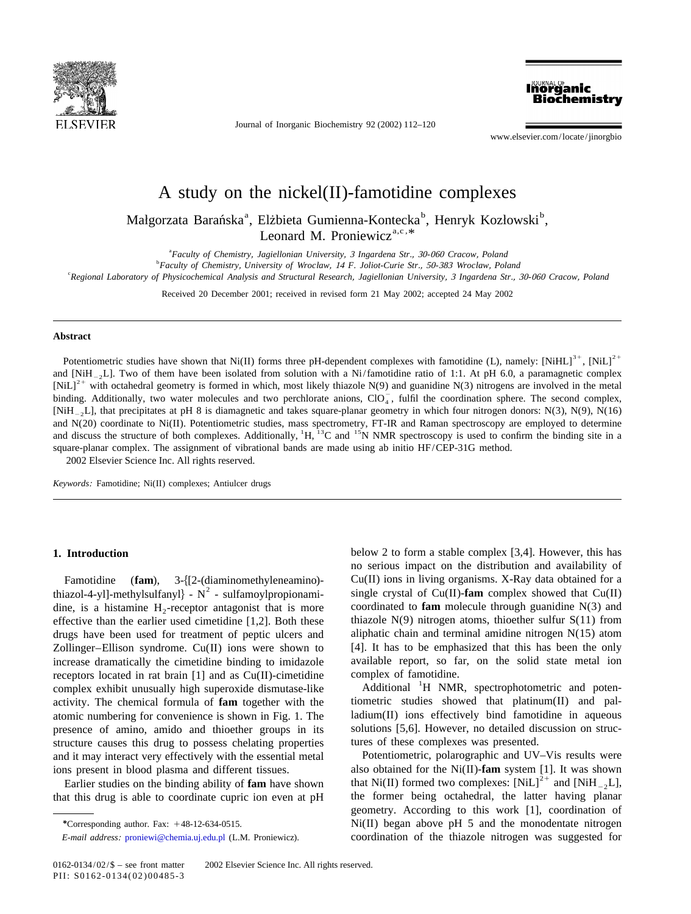# A study on the nickel(II)-famotidine complexes

Małgorzata Barańska[a], Elżbieta Gumienna-Kontecka[b], Henryk Kozłowski[b], Leonard M. Proniewicz[a,c,*]

[a] *Faculty of Chemistry, Jagiellonian University, 3 Ingardena Str., 30-060 Cracow, Poland*

[b] *Faculty of Chemistry, University of Wrocław, 14 F. Joliot-Curie Str., 50-383 Wrocław, Poland*

[c] *Regional Laboratory of Physicochemical Analysis and Structural Research, Jagiellonian University, 3 Ingardena Str., 30-060 Cracow, Poland*

Received 20 December 2001; received in revised form 21 May 2002; accepted 24 May 2002

## Abstract

Potentiometric studies have shown that Ni(II) forms three pH-dependent complexes with famotidine (L), namely: $[NiHL]^{3+}$, $[NiL]^{2+}$ and $[NiH_{-2}L]$. Two of them have been isolated from solution with a Ni/famotidine ratio of 1:1. At pH 6.0, a paramagnetic complex $[NiL]^{2+}$ with octahedral geometry is formed in which, most likely thiazole N(9) and guanidine N(3) nitrogens are involved in the metal binding. Additionally, two water molecules and two perchlorate anions, $ClO_4^-$, fulfil the coordination sphere. The second complex, $[NiH_{-2}L]$, that precipitates at pH 8 is diamagnetic and takes square-planar geometry in which four nitrogen donors: N(3), N(9), N(16) and N(20) coordinate to Ni(II). Potentiometric studies, mass spectrometry, FT-IR and Raman spectroscopy are employed to determine and discuss the structure of both complexes. Additionally, $^{1}H$, $^{13}C$ and $^{15}N$ NMR spectroscopy is used to confirm the binding site in a square-planar complex. The assignment of vibrational bands are made using ab initio HF/CEP-31G method.

2002 Elsevier Science Inc. All rights reserved.

*Keywords:* Famotidine; Ni(II) complexes; Antiulcer drugs

## 1. Introduction

Famotidine (**fam**), 3-{[2-(diaminomethyleneamino)-thiazol-4-yl]-methylsulfanyl} - $N^2$ - sulfamoylpropionamidine, is a histamine $H_2$-receptor antagonist that is more effective than the earlier used cimetidine [1,2]. Both these drugs have been used for treatment of peptic ulcers and Zollinger–Ellison syndrome. Cu(II) ions were shown to increase dramatically the cimetidine binding to imidazole receptors located in rat brain [1] and as Cu(II)-cimetidine complex exhibit unusually high superoxide dismutase-like activity. The chemical formula of **fam** together with the atomic numbering for convenience is shown in Fig. 1. The presence of amino, amido and thioether groups in its structure causes this drug to possess chelating properties and it may interact very effectively with the essential metal ions present in blood plasma and different tissues.

Earlier studies on the binding ability of **fam** have shown that this drug is able to coordinate cupric ion even at pH below 2 to form a stable complex [3,4]. However, this has no serious impact on the distribution and availability of Cu(II) ions in living organisms. X-Ray data obtained for a single crystal of Cu(II)-**fam** complex showed that Cu(II) coordinated to **fam** molecule through guanidine N(3) and thiazole N(9) nitrogen atoms, thioether sulfur S(11) from aliphatic chain and terminal amidine nitrogen N(15) atom [4]. It has to be emphasized that this has been the only available report, so far, on the solid state metal ion complex of famotidine.

Additional $^{1}H$ NMR, spectrophotometric and potentiometric studies showed that platinum(II) and palladium(II) ions effectively bind famotidine in aqueous solutions [5,6]. However, no detailed discussion on structures of these complexes was presented.

Potentiometric, polarographic and UV–Vis results were also obtained for the Ni(II)-**fam** system [1]. It was shown that Ni(II) formed two complexes: $[NiL]^{2+}$ and $[NiH_{-2}L]$, the former being octahedral, the latter having planar geometry. According to this work [1], coordination of Ni(II) began above pH 5 and the monodentate nitrogen coordination of the thiazole nitrogen was suggested for

*Corresponding author. Fax: +48-12-634-0515.

*E-mail address:* proniewi@chemia.uj.edu.pl (L.M. Proniewicz).

0162-0134/02/$ – see front matter 2002 Elsevier Science Inc. All rights reserved.
PII: S0162-0134(02)00485-3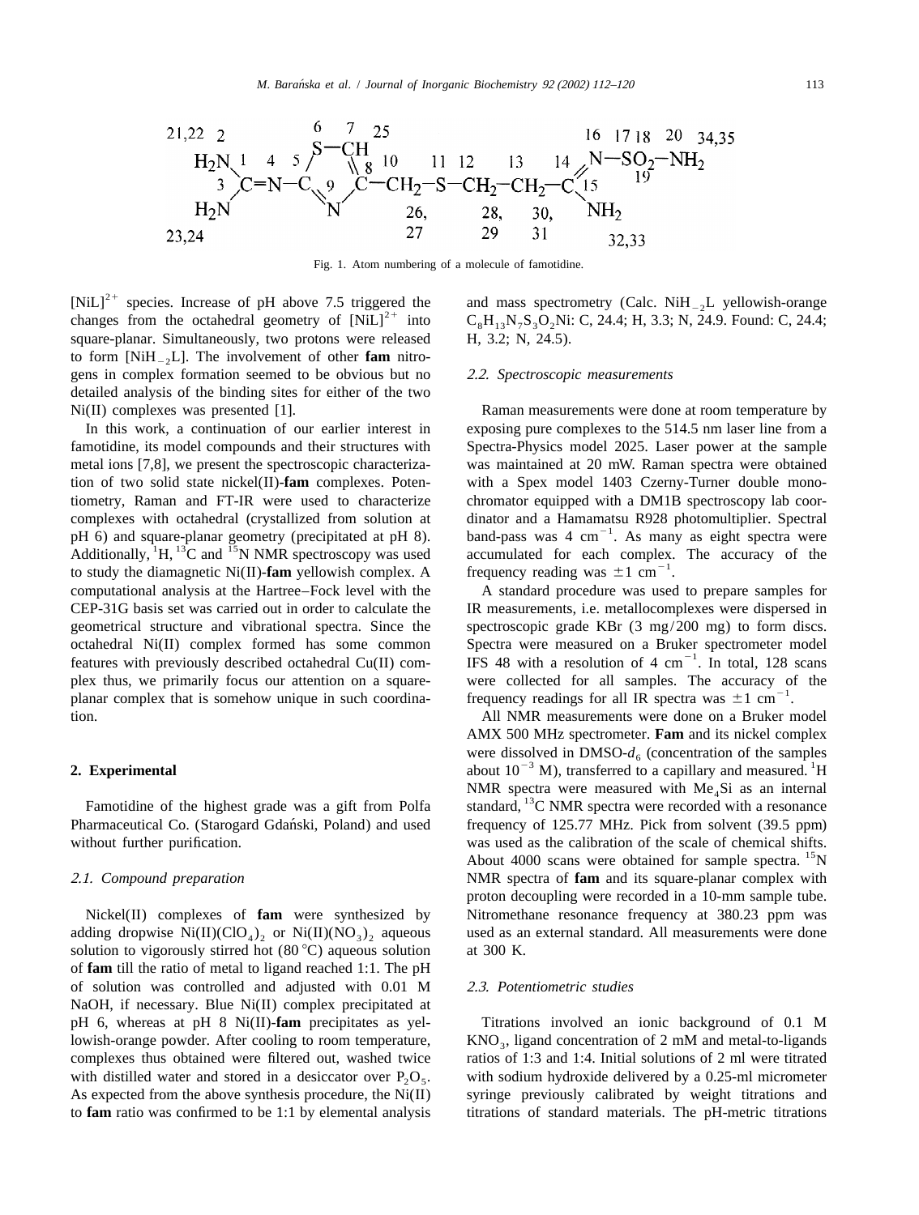Fig. 1. Atom numbering of a molecule of famotidine.

$[NiL]^{2+}$ species. Increase of pH above 7.5 triggered the changes from the octahedral geometry of $[NiL]^{2+}$ into square-planar. Simultaneously, two protons were released to form $[NiH_{-2}L]$. The involvement of other **fam** nitrogens in complex formation seemed to be obvious but no detailed analysis of the binding sites for either of the two Ni(II) complexes was presented [1].

In this work, a continuation of our earlier interest in famotidine, its model compounds and their structures with metal ions [7,8], we present the spectroscopic characterization of two solid state nickel(II)-**fam** complexes. Potentiometry, Raman and FT-IR were used to characterize complexes with octahedral (crystallized from solution at pH 6) and square-planar geometry (precipitated at pH 8). Additionally, $^{1}H$, $^{13}C$ and $^{15}N$ NMR spectroscopy was used to study the diamagnetic Ni(II)-**fam** yellowish complex. A computational analysis at the Hartree–Fock level with the CEP-31G basis set was carried out in order to calculate the geometrical structure and vibrational spectra. Since the octahedral Ni(II) complex formed has some common features with previously described octahedral Cu(II) complex thus, we primarily focus our attention on a square-planar complex that is somehow unique in such coordination.

## 2. Experimental

Famotidine of the highest grade was a gift from Polfa Pharmaceutical Co. (Starogard Gdański, Poland) and used without further purification.

### 2.1. Compound preparation

Nickel(II) complexes of **fam** were synthesized by adding dropwise $Ni(II)(ClO_4)_2$ or $Ni(II)(NO_3)_2$ aqueous solution to vigorously stirred hot (80 °C) aqueous solution of **fam** till the ratio of metal to ligand reached 1:1. The pH of solution was controlled and adjusted with 0.01 M NaOH, if necessary. Blue Ni(II) complex precipitated at pH 6, whereas at pH 8 Ni(II)-**fam** precipitates as yellowish-orange powder. After cooling to room temperature, complexes thus obtained were filtered out, washed twice with distilled water and stored in a desiccator over $P_2O_5$. As expected from the above synthesis procedure, the Ni(II) to **fam** ratio was confirmed to be 1:1 by elemental analysis and mass spectrometry (Calc. $NiH_{-2}L$ yellowish-orange $C_8H_{13}N_7S_3O_2Ni$: C, 24.4; H, 3.3; N, 24.9. Found: C, 24.4; H, 3.2; N, 24.5).

### 2.2. Spectroscopic measurements

Raman measurements were done at room temperature by exposing pure complexes to the 514.5 nm laser line from a Spectra-Physics model 2025. Laser power at the sample was maintained at 20 mW. Raman spectra were obtained with a Spex model 1403 Czerny-Turner double monochromator equipped with a DM1B spectroscopy lab coordinator and a Hamamatsu R928 photomultiplier. Spectral band-pass was 4 $cm^{-1}$. As many as eight spectra were accumulated for each complex. The accuracy of the frequency reading was $\pm 1$ $cm^{-1}$.

A standard procedure was used to prepare samples for IR measurements, i.e. metallocomplexes were dispersed in spectroscopic grade KBr (3 mg/200 mg) to form discs. Spectra were measured on a Bruker spectrometer model IFS 48 with a resolution of 4 $cm^{-1}$. In total, 128 scans were collected for all samples. The accuracy of the frequency readings for all IR spectra was $\pm 1$ $cm^{-1}$.

All NMR measurements were done on a Bruker model AMX 500 MHz spectrometer. **Fam** and its nickel complex were dissolved in DMSO-$d_6$ (concentration of the samples about $10^{-3}$ M), transferred to a capillary and measured. $^{1}H$ NMR spectra were measured with $Me_4Si$ as an internal standard, $^{13}C$ NMR spectra were recorded with a resonance frequency of 125.77 MHz. Pick from solvent (39.5 ppm) was used as the calibration of the scale of chemical shifts. About 4000 scans were obtained for sample spectra. $^{15}N$ NMR spectra of **fam** and its square-planar complex with proton decoupling were recorded in a 10-mm sample tube. Nitromethane resonance frequency at 380.23 ppm was used as an external standard. All measurements were done at 300 K.

### 2.3. Potentiometric studies

Titrations involved an ionic background of 0.1 M $KNO_3$, ligand concentration of 2 mM and metal-to-ligands ratios of 1:3 and 1:4. Initial solutions of 2 ml were titrated with sodium hydroxide delivered by a 0.25-ml micrometer syringe previously calibrated by weight titrations and titrations of standard materials. The pH-metric titrations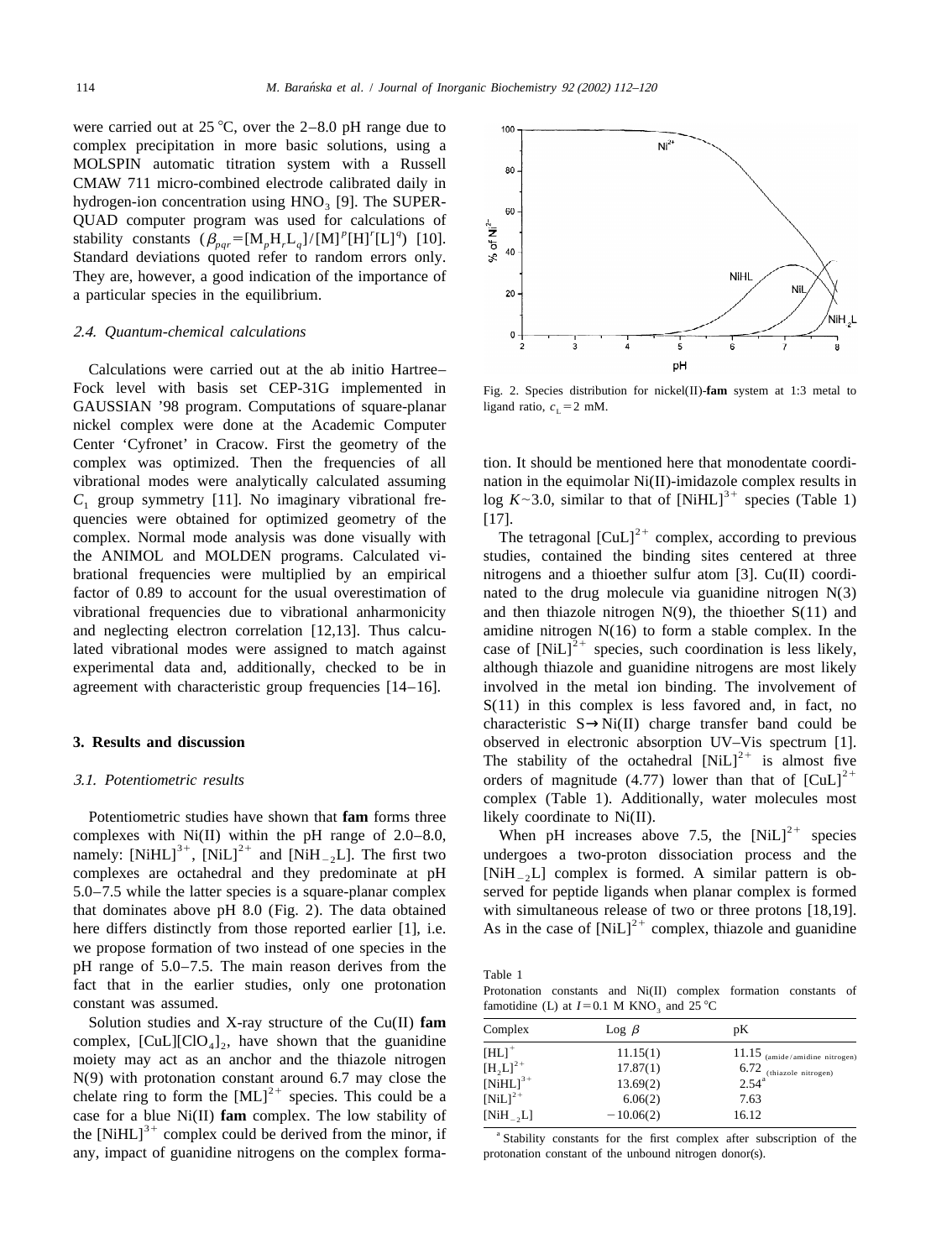were carried out at 25 °C, over the 2–8.0 pH range due to complex precipitation in more basic solutions, using a MOLSPIN automatic titration system with a Russell CMAW 711 micro-combined electrode calibrated daily in hydrogen-ion concentration using $HNO_3$ [9]. The SUPERQUAD computer program was used for calculations of stability constants ($\beta_{pqr}=[M_pH_rL_q]/[M]^p[H]^r[L]^q$) [10]. Standard deviations quoted refer to random errors only. They are, however, a good indication of the importance of a particular species in the equilibrium.

### 2.4. Quantum-chemical calculations

Calculations were carried out at the ab initio Hartree–Fock level with basis set CEP-31G implemented in GAUSSIAN '98 program. Computations of square-planar nickel complex were done at the Academic Computer Center 'Cyfronet' in Cracow. First the geometry of the complex was optimized. Then the frequencies of all vibrational modes were analytically calculated assuming $C_1$ group symmetry [11]. No imaginary vibrational frequencies were obtained for optimized geometry of the complex. Normal mode analysis was done visually with the ANIMOL and MOLDEN programs. Calculated vibrational frequencies were multiplied by an empirical factor of 0.89 to account for the usual overestimation of vibrational frequencies due to vibrational anharmonicity and neglecting electron correlation [12,13]. Thus calculated vibrational modes were assigned to match against experimental data and, additionally, checked to be in agreement with characteristic group frequencies [14–16].

## 3. Results and discussion

### 3.1. Potentiometric results

Potentiometric studies have shown that **fam** forms three complexes with Ni(II) within the pH range of 2.0–8.0, namely: $[NiHL]^{3+}$, $[NiL]^{2+}$ and $[NiH_{-2}L]$. The first two complexes are octahedral and they predominate at pH 5.0–7.5 while the latter species is a square-planar complex that dominates above pH 8.0 (Fig. 2). The data obtained here differs distinctly from those reported earlier [1], i.e. we propose formation of two instead of one species in the pH range of 5.0–7.5. The main reason derives from the fact that in the earlier studies, only one protonation constant was assumed.

Solution studies and X-ray structure of the Cu(II) **fam** complex, $[CuL][ClO_4]_2$, have shown that the guanidine moiety may act as an anchor and the thiazole nitrogen N(9) with protonation constant around 6.7 may close the chelate ring to form the $[ML]^{2+}$ species. This could be a case for a blue Ni(II) **fam** complex. The low stability of the $[NiHL]^{3+}$ complex could be derived from the minor, if any, impact of guanidine nitrogens on the complex formation. It should be mentioned here that monodentate coordination in the equimolar Ni(II)-imidazole complex results in log $K$~3.0, similar to that of $[NiHL]^{3+}$ species (Table 1) [17].

Fig. 2. Species distribution for nickel(II)-**fam** system at 1:3 metal to ligand ratio, $c_L=2$ mM.

The tetragonal $[CuL]^{2+}$ complex, according to previous studies, contained the binding sites centered at three nitrogens and a thioether sulfur atom [3]. Cu(II) coordinated to the drug molecule via guanidine nitrogen N(3) and then thiazole nitrogen N(9), the thioether S(11) and amidine nitrogen N(16) to form a stable complex. In the case of $[NiL]^{2+}$ species, such coordination is less likely, although thiazole and guanidine nitrogens are most likely involved in the metal ion binding. The involvement of S(11) in this complex is less favored and, in fact, no characteristic S→Ni(II) charge transfer band could be observed in electronic absorption UV–Vis spectrum [1]. The stability of the octahedral $[NiL]^{2+}$ is almost five orders of magnitude (4.77) lower than that of $[CuL]^{2+}$ complex (Table 1). Additionally, water molecules most likely coordinate to Ni(II).

When pH increases above 7.5, the $[NiL]^{2+}$ species undergoes a two-proton dissociation process and the $[NiH_{-2}L]$ complex is formed. A similar pattern is observed for peptide ligands when planar complex is formed with simultaneous release of two or three protons [18,19]. As in the case of $[NiL]^{2+}$ complex, thiazole and guanidine

Table 1
Protonation constants and Ni(II) complex formation constants of famotidine (L) at $I=0.1$ M $KNO_3$ and 25 °C

| Complex | Log $\beta$ | pK |
|---|---|---|
| $[HL]^{+}$ | 11.15(1) | 11.15 (amide/amidine nitrogen) |
| $[H_2L]^{2+}$ | 17.87(1) | 6.72 (thiazole nitrogen) |
| $[NiHL]^{3+}$ | 13.69(2) | 2.54[a] |
| $[NiL]^{2+}$ | 6.06(2) | 7.63 |
| $[NiH_{-2}L]$ | −10.06(2) | 16.12 |

[a] Stability constants for the first complex after subscription of the protonation constant of the unbound nitrogen donor(s).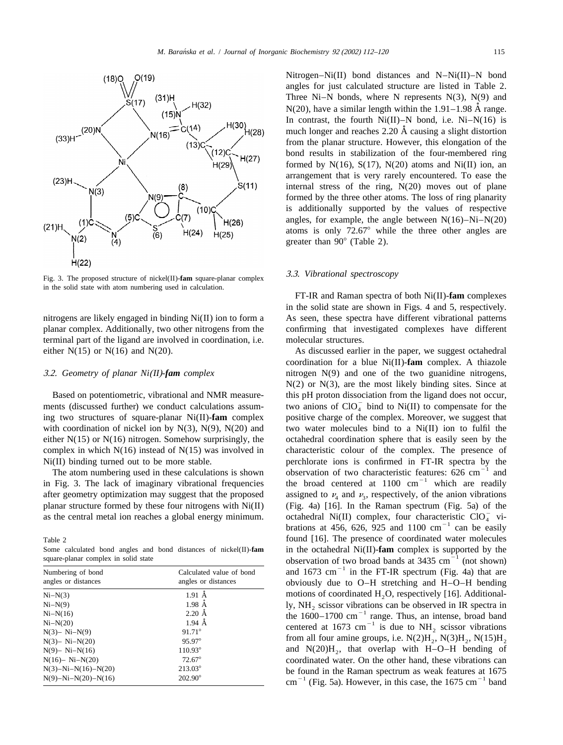Fig. 3. The proposed structure of nickel(II)-**fam** square-planar complex in the solid state with atom numbering used in calculation.

nitrogens are likely engaged in binding Ni(II) ion to form a planar complex. Additionally, two other nitrogens from the terminal part of the ligand are involved in coordination, i.e. either N(15) or N(16) and N(20).

### 3.2. Geometry of planar Ni(II)-*fam* complex

Based on potentiometric, vibrational and NMR measurements (discussed further) we conduct calculations assuming two structures of square-planar Ni(II)-**fam** complex with coordination of nickel ion by N(3), N(9), N(20) and either N(15) or N(16) nitrogen. Somehow surprisingly, the complex in which N(16) instead of N(15) was involved in Ni(II) binding turned out to be more stable.

The atom numbering used in these calculations is shown in Fig. 3. The lack of imaginary vibrational frequencies after geometry optimization may suggest that the proposed planar structure formed by these four nitrogens with Ni(II) as the central metal ion reaches a global energy minimum.

Table 2
Some calculated bond angles and bond distances of nickel(II)-**fam** square-planar complex in solid state

| Numbering of bond angles or distances | Calculated value of bond angles or distances |
|---|---|
| Ni–N(3) | 1.91 Å |
| Ni–N(9) | 1.98 Å |
| Ni–N(16) | 2.20 Å |
| Ni–N(20) | 1.94 Å |
| N(3)– Ni–N(9) | 91.71° |
| N(3)– Ni–N(20) | 95.97° |
| N(9)– Ni–N(16) | 110.93° |
| N(16)– Ni–N(20) | 72.67° |
| N(3)–Ni–N(16)–N(20) | 213.03° |
| N(9)–Ni–N(20)–N(16) | 202.90° |

Nitrogen–Ni(II) bond distances and N–Ni(II)–N bond angles for just calculated structure are listed in Table 2. Three Ni–N bonds, where N represents N(3), N(9) and N(20), have a similar length within the 1.91–1.98 Å range. In contrast, the fourth Ni(II)–N bond, i.e. Ni–N(16) is much longer and reaches 2.20 Å causing a slight distortion from the planar structure. However, this elongation of the bond results in stabilization of the four-membered ring formed by N(16), S(17), N(20) atoms and Ni(II) ion, an arrangement that is very rarely encountered. To ease the internal stress of the ring, N(20) moves out of plane formed by the three other atoms. The loss of ring planarity is additionally supported by the values of respective angles, for example, the angle between N(16)–Ni–N(20) atoms is only 72.67° while the three other angles are greater than 90° (Table 2).

### 3.3. Vibrational spectroscopy

FT-IR and Raman spectra of both Ni(II)-**fam** complexes in the solid state are shown in Figs. 4 and 5, respectively. As seen, these spectra have different vibrational patterns confirming that investigated complexes have different molecular structures.

As discussed earlier in the paper, we suggest octahedral coordination for a blue Ni(II)-**fam** complex. A thiazole nitrogen N(9) and one of the two guanidine nitrogens, N(2) or N(3), are the most likely binding sites. Since at this pH proton dissociation from the ligand does not occur, two anions of $ClO_4^-$ bind to Ni(II) to compensate for the positive charge of the complex. Moreover, we suggest that two water molecules bind to a Ni(II) ion to fulfil the octahedral coordination sphere that is easily seen by the characteristic colour of the complex. The presence of perchlorate ions is confirmed in FT-IR spectra by the observation of two characteristic features: 626 $cm^{-1}$ and the broad centered at 1100 $cm^{-1}$ which are readily assigned to $\nu_4$ and $\nu_3$, respectively, of the anion vibrations (Fig. 4a) [16]. In the Raman spectrum (Fig. 5a) of the octahedral Ni(II) complex, four characteristic $ClO_4^-$ vibrations at 456, 626, 925 and 1100 $cm^{-1}$ can be easily found [16]. The presence of coordinated water molecules in the octahedral Ni(II)-**fam** complex is supported by the observation of two broad bands at 3435 $cm^{-1}$ (not shown) and 1673 $cm^{-1}$ in the FT-IR spectrum (Fig. 4a) that are obviously due to O–H stretching and H–O–H bending motions of coordinated $H_2O$, respectively [16]. Additionally, $NH_2$ scissor vibrations can be observed in IR spectra in the 1600–1700 $cm^{-1}$ range. Thus, an intense, broad band centered at 1673 $cm^{-1}$ is due to $NH_2$ scissor vibrations from all four amine groups, i.e. $N(2)H_2$, $N(3)H_2$, $N(15)H_2$ and $N(20)H_2$, that overlap with H–O–H bending of coordinated water. On the other hand, these vibrations can be found in the Raman spectrum as weak features at 1675 $cm^{-1}$ (Fig. 5a). However, in this case, the 1675 $cm^{-1}$ band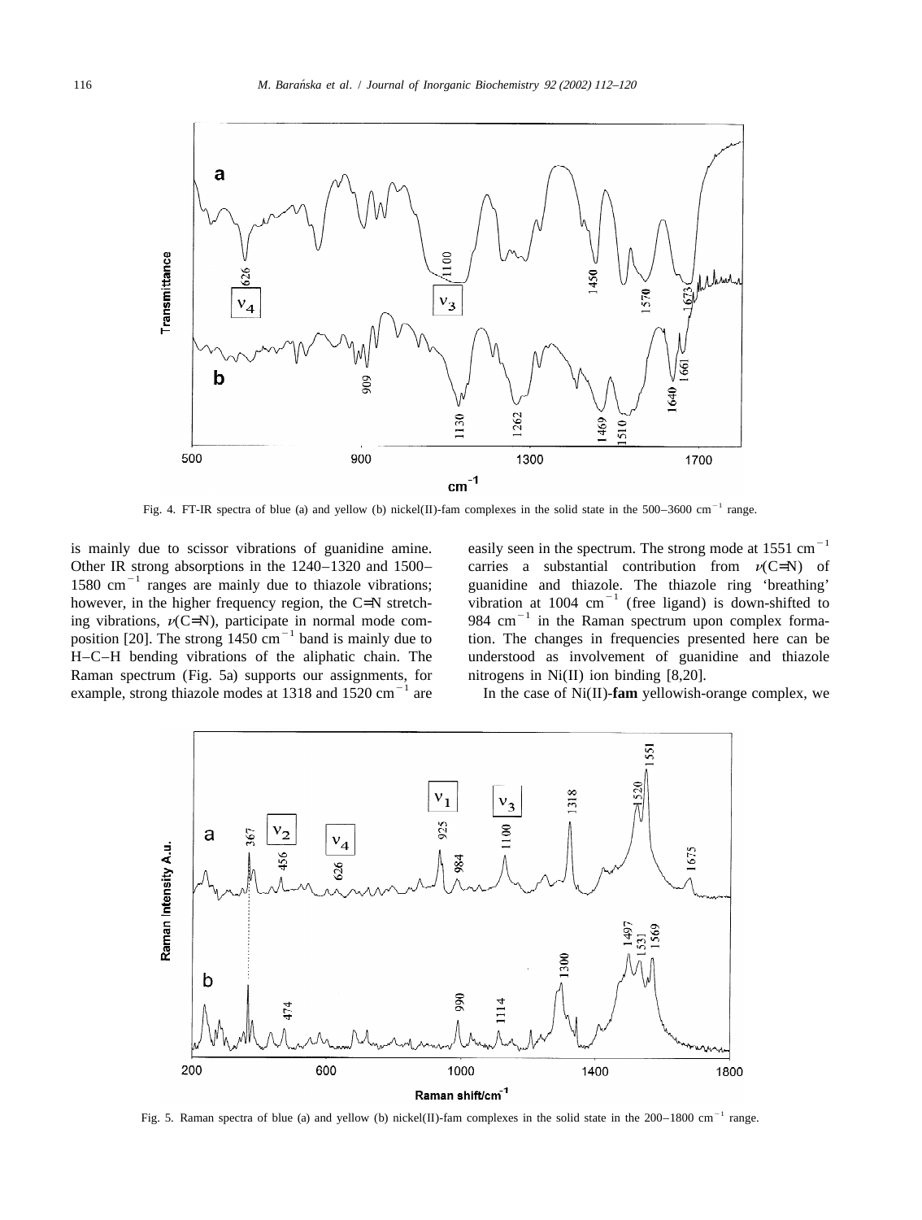Fig. 4. FT-IR spectra of blue (a) and yellow (b) nickel(II)-fam complexes in the solid state in the 500–3600 $cm^{-1}$ range.

is mainly due to scissor vibrations of guanidine amine. Other IR strong absorptions in the 1240–1320 and 1500–1580 $cm^{-1}$ ranges are mainly due to thiazole vibrations; however, in the higher frequency region, the C=N stretching vibrations, $\nu$(C=N), participate in normal mode composition [20]. The strong 1450 $cm^{-1}$ band is mainly due to H–C–H bending vibrations of the aliphatic chain. The Raman spectrum (Fig. 5a) supports our assignments, for example, strong thiazole modes at 1318 and 1520 $cm^{-1}$ are easily seen in the spectrum. The strong mode at 1551 $cm^{-1}$ carries a substantial contribution from $\nu$(C=N) of guanidine and thiazole. The thiazole ring 'breathing' vibration at 1004 $cm^{-1}$ (free ligand) is down-shifted to 984 $cm^{-1}$ in the Raman spectrum upon complex formation. The changes in frequencies presented here can be understood as involvement of guanidine and thiazole nitrogens in Ni(II) ion binding [8,20].

In the case of Ni(II)-**fam** yellowish-orange complex, we

Fig. 5. Raman spectra of blue (a) and yellow (b) nickel(II)-fam complexes in the solid state in the 200–1800 $cm^{-1}$ range.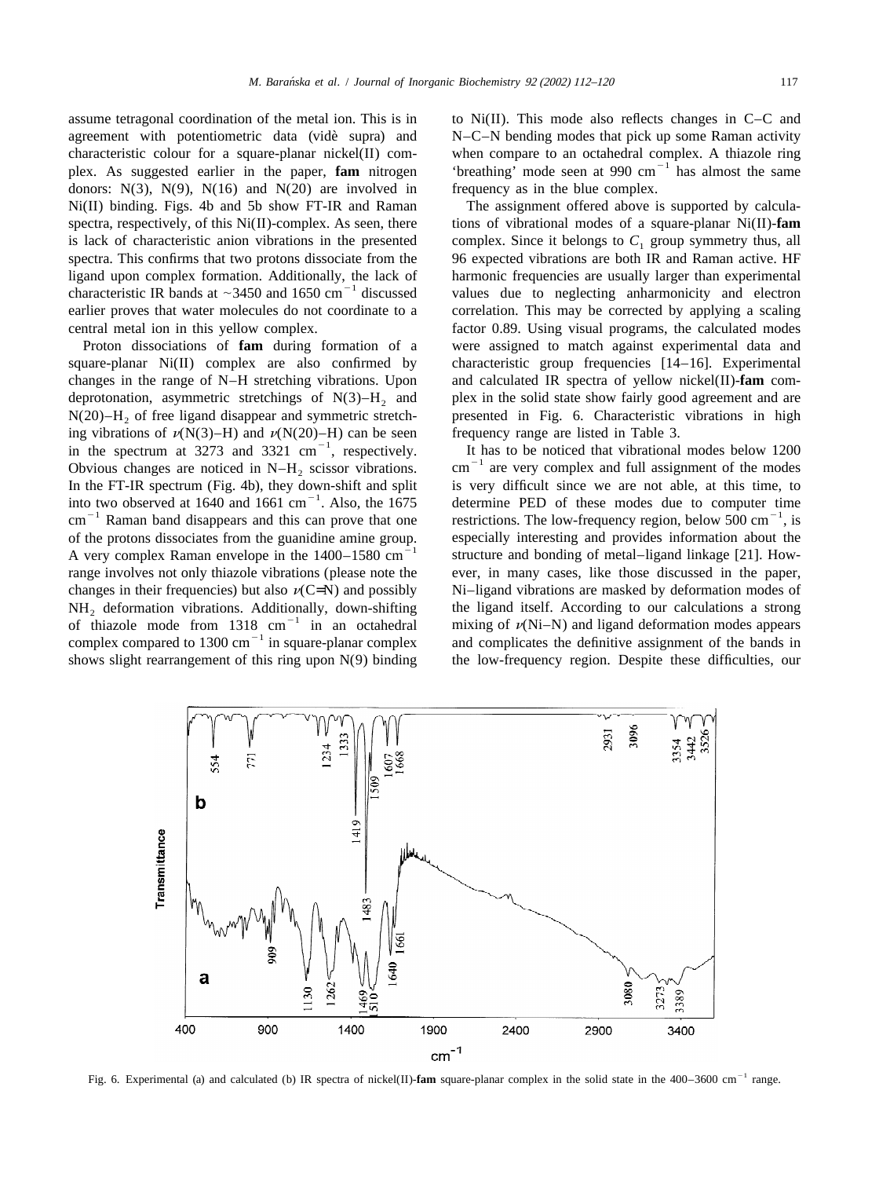assume tetragonal coordination of the metal ion. This is in agreement with potentiometric data (vidè supra) and characteristic colour for a square-planar nickel(II) complex. As suggested earlier in the paper, **fam** nitrogen donors: N(3), N(9), N(16) and N(20) are involved in Ni(II) binding. Figs. 4b and 5b show FT-IR and Raman spectra, respectively, of this Ni(II)-complex. As seen, there is lack of characteristic anion vibrations in the presented spectra. This confirms that two protons dissociate from the ligand upon complex formation. Additionally, the lack of characteristic IR bands at ~3450 and 1650 $cm^{-1}$ discussed earlier proves that water molecules do not coordinate to a central metal ion in this yellow complex.

Proton dissociations of **fam** during formation of a square-planar Ni(II) complex are also confirmed by changes in the range of N–H stretching vibrations. Upon deprotonation, asymmetric stretchings of N(3)–$H_2$ and N(20)–$H_2$ of free ligand disappear and symmetric stretching vibrations of $\nu$(N(3)–H) and $\nu$(N(20)–H) can be seen in the spectrum at 3273 and 3321 $cm^{-1}$, respectively. Obvious changes are noticed in N–$H_2$ scissor vibrations. In the FT-IR spectrum (Fig. 4b), they down-shift and split into two observed at 1640 and 1661 $cm^{-1}$. Also, the 1675 $cm^{-1}$ Raman band disappears and this can prove that one of the protons dissociates from the guanidine amine group. A very complex Raman envelope in the 1400–1580 $cm^{-1}$ range involves not only thiazole vibrations (please note the changes in their frequencies) but also $\nu$(C=N) and possibly $NH_2$ deformation vibrations. Additionally, down-shifting of thiazole mode from 1318 $cm^{-1}$ in an octahedral complex compared to 1300 $cm^{-1}$ in square-planar complex shows slight rearrangement of this ring upon N(9) binding to Ni(II). This mode also reflects changes in C–C and N–C–N bending modes that pick up some Raman activity when compare to an octahedral complex. A thiazole ring 'breathing' mode seen at 990 $cm^{-1}$ has almost the same frequency as in the blue complex.

The assignment offered above is supported by calculations of vibrational modes of a square-planar Ni(II)-**fam** complex. Since it belongs to $C_1$ group symmetry thus, all 96 expected vibrations are both IR and Raman active. HF harmonic frequencies are usually larger than experimental values due to neglecting anharmonicity and electron correlation. This may be corrected by applying a scaling factor 0.89. Using visual programs, the calculated modes were assigned to match against experimental data and characteristic group frequencies [14–16]. Experimental and calculated IR spectra of yellow nickel(II)-**fam** complex in the solid state show fairly good agreement and are presented in Fig. 6. Characteristic vibrations in high frequency range are listed in Table 3.

It has to be noticed that vibrational modes below 1200 $cm^{-1}$ are very complex and full assignment of the modes is very difficult since we are not able, at this time, to determine PED of these modes due to computer time restrictions. The low-frequency region, below 500 $cm^{-1}$, is especially interesting and provides information about the structure and bonding of metal–ligand linkage [21]. However, in many cases, like those discussed in the paper, Ni–ligand vibrations are masked by deformation modes of the ligand itself. According to our calculations a strong mixing of $\nu$(Ni–N) and ligand deformation modes appears and complicates the definitive assignment of the bands in the low-frequency region. Despite these difficulties, our

Fig. 6. Experimental (a) and calculated (b) IR spectra of nickel(II)-**fam** square-planar complex in the solid state in the 400–3600 $cm^{-1}$ range.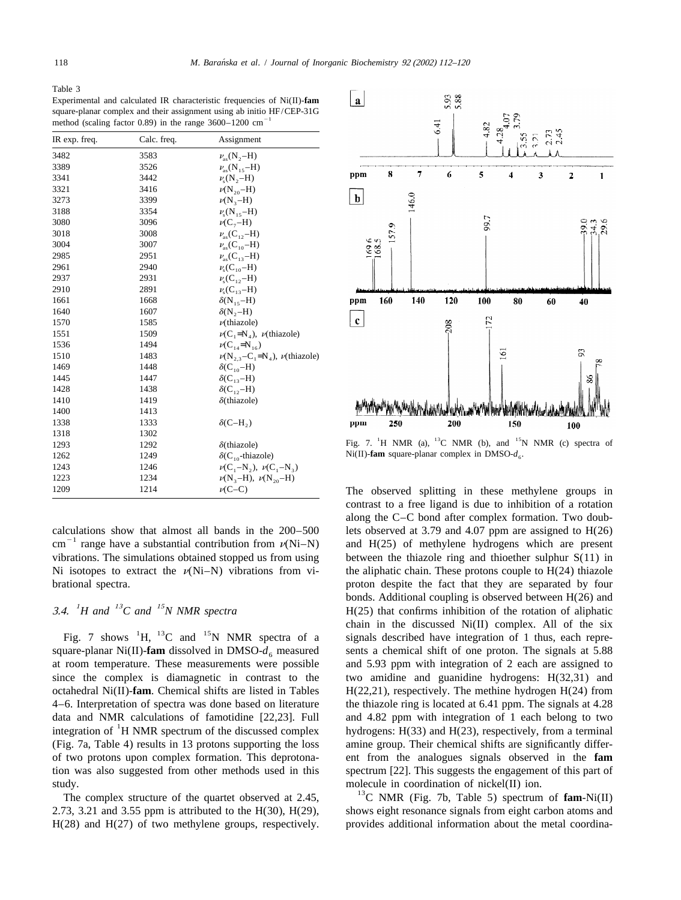Table 3
Experimental and calculated IR characteristic frequencies of Ni(II)-**fam** square-planar complex and their assignment using ab initio HF/CEP-31G method (scaling factor 0.89) in the range 3600–1200 $cm^{-1}$

| IR exp. freq. | Calc. freq. | Assignment |
|---|---|---|
| 3482 | 3583 | $\nu_{as}(N_2–H)$ |
| 3389 | 3526 | $\nu_{as}(N_{15}–H)$ |
| 3341 | 3442 | $\nu_s(N_2–H)$ |
| 3321 | 3416 | $\nu(N_{20}–H)$ |
| 3273 | 3399 | $\nu(N_3–H)$ |
| 3188 | 3354 | $\nu_s(N_{15}–H)$ |
| 3080 | 3096 | $\nu(C_7–H)$ |
| 3018 | 3008 | $\nu_{as}(C_{12}–H)$ |
| 3004 | 3007 | $\nu_{as}(C_{10}–H)$ |
| 2985 | 2951 | $\nu_{as}(C_{13}–H)$ |
| 2961 | 2940 | $\nu_s(C_{10}–H)$ |
| 2937 | 2931 | $\nu_s(C_{12}–H)$ |
| 2910 | 2891 | $\nu_s(C_{13}–H)$ |
| 1661 | 1668 | $\delta(N_{15}–H)$ |
| 1640 | 1607 | $\delta(N_2–H)$ |
| 1570 | 1585 | $\nu$(thiazole) |
| 1551 | 1509 | $\nu(C_1{=}N_4)$, $\nu$(thiazole) |
| 1536 | 1494 | $\nu(C_{14}{=}N_{16})$ |
| 1510 | 1483 | $\nu(N_{2,3}–C_1{=}N_4)$, $\nu$(thiazole) |
| 1469 | 1448 | $\delta(C_{10}–H)$ |
| 1445 | 1447 | $\delta(C_{13}–H)$ |
| 1428 | 1438 | $\delta(C_{12}–H)$ |
| 1410 | 1419 | $\delta$(thiazole) |
| 1400 | 1413 | |
| 1338 | 1333 | $\delta(C–H_2)$ |
| 1318 | 1302 | |
| 1293 | 1292 | $\delta$(thiazole) |
| 1262 | 1249 | $\delta(C_{10}$-thiazole) |
| 1243 | 1246 | $\nu(C_1–N_2)$, $\nu(C_1–N_3)$ |
| 1223 | 1234 | $\nu(N_3–H)$, $\nu(N_{20}–H)$ |
| 1209 | 1214 | $\nu(C–C)$ |

calculations show that almost all bands in the 200–500 $cm^{-1}$ range have a substantial contribution from $\nu$(Ni–N) vibrations. The simulations obtained stopped us from using Ni isotopes to extract the $\nu$(Ni–N) vibrations from vibrational spectra.

### 3.4. $^1H$ and $^{13}C$ and $^{15}N$ NMR spectra

Fig. 7 shows $^1H$, $^{13}C$ and $^{15}N$ NMR spectra of a square-planar Ni(II)-**fam** dissolved in DMSO-$d_6$ measured at room temperature. These measurements were possible since the complex is diamagnetic in contrast to the octahedral Ni(II)-**fam**. Chemical shifts are listed in Tables 4–6. Interpretation of spectra was done based on literature data and NMR calculations of famotidine [22,23]. Full integration of $^1H$ NMR spectrum of the discussed complex (Fig. 7a, Table 4) results in 13 protons supporting the loss of two protons upon complex formation. This deprotonation was also suggested from other methods used in this study.

The complex structure of the quartet observed at 2.45, 2.73, 3.21 and 3.55 ppm is attributed to the H(30), H(29), H(28) and H(27) of two methylene groups, respectively.

Fig. 7. $^1H$ NMR (a), $^{13}C$ NMR (b), and $^{15}N$ NMR (c) spectra of Ni(II)-**fam** square-planar complex in DMSO-$d_6$.

The observed splitting in these methylene groups in contrast to a free ligand is due to inhibition of a rotation along the C–C bond after complex formation. Two doublets observed at 3.79 and 4.07 ppm are assigned to H(26) and H(25) of methylene hydrogens which are present between the thiazole ring and thioether sulphur S(11) in the aliphatic chain. These protons couple to H(24) thiazole proton despite the fact that they are separated by four bonds. Additional coupling is observed between H(26) and H(25) that confirms inhibition of the rotation of aliphatic chain in the discussed Ni(II) complex. All of the six signals described have integration of 1 thus, each represents a chemical shift of one proton. The signals at 5.88 and 5.93 ppm with integration of 2 each are assigned to two amidine and guanidine hydrogens: H(32,31) and H(22,21), respectively. The methine hydrogen H(24) from the thiazole ring is located at 6.41 ppm. The signals at 4.28 and 4.82 ppm with integration of 1 each belong to two hydrogens: H(33) and H(23), respectively, from a terminal amine group. Their chemical shifts are significantly different from the analogues signals observed in the **fam** spectrum [22]. This suggests the engagement of this part of molecule in coordination of nickel(II) ion.

$^{13}C$ NMR (Fig. 7b, Table 5) spectrum of **fam**-Ni(II) shows eight resonance signals from eight carbon atoms and provides additional information about the metal coordina-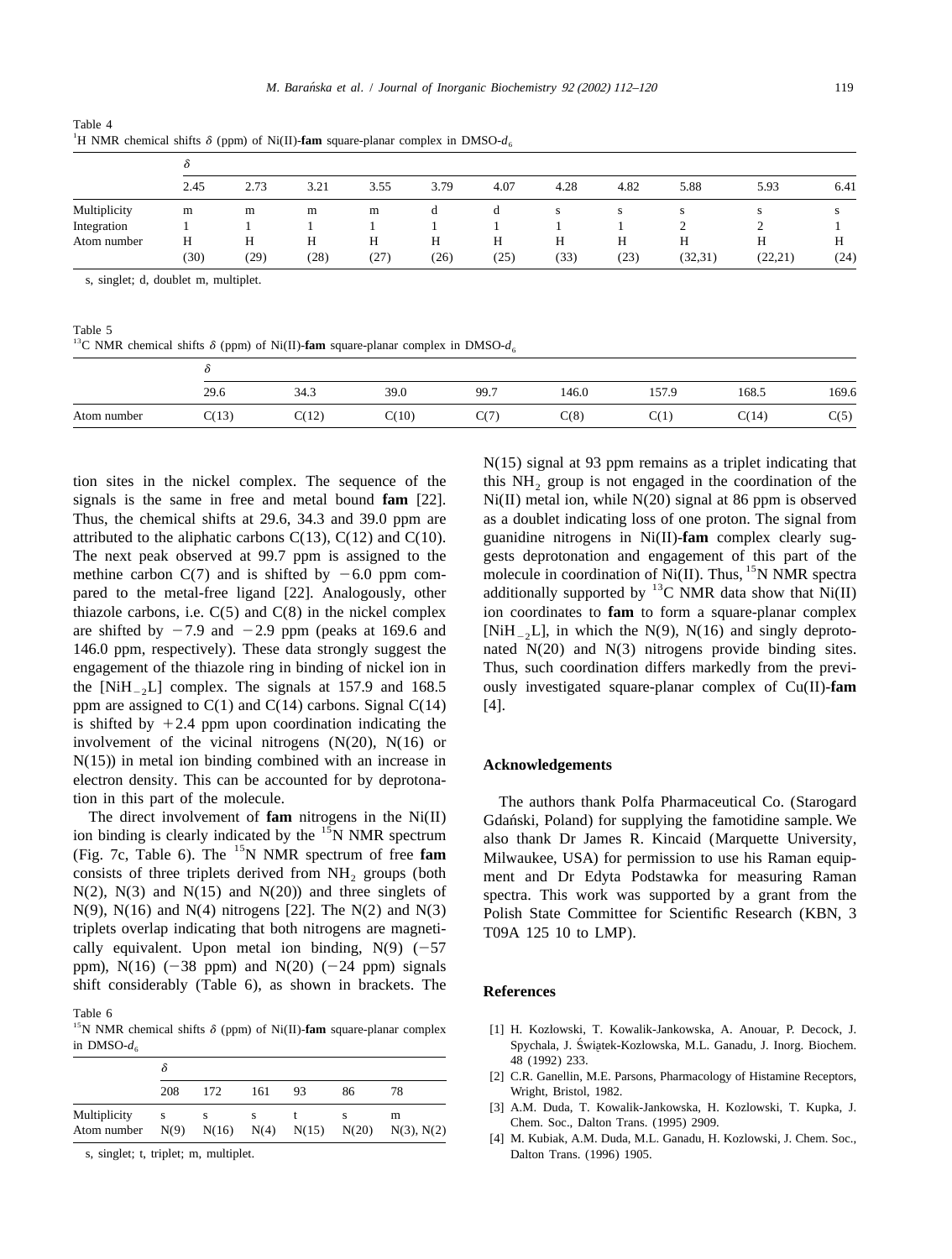Table 4
$^{1}$H NMR chemical shifts $\delta$ (ppm) of Ni(II)-**fam** square-planar complex in DMSO-$d_6$

| | $\delta$ | | | | | | | | | | |
|---|---|---|---|---|---|---|---|---|---|---|---|
| | 2.45 | 2.73 | 3.21 | 3.55 | 3.79 | 4.07 | 4.28 | 4.82 | 5.88 | 5.93 | 6.41 |
| Multiplicity | m | m | m | m | d | d | s | s | s | s | s |
| Integration | 1 | 1 | 1 | 1 | 1 | 1 | 1 | 1 | 2 | 2 | 1 |
| Atom number | H (30) | H (29) | H (28) | H (27) | H (26) | H (25) | H (33) | H (23) | H (32,31) | H (22,21) | H (24) |

s, singlet; d, doublet m, multiplet.

Table 5
$^{13}$C NMR chemical shifts $\delta$ (ppm) of Ni(II)-**fam** square-planar complex in DMSO-$d_6$

| | $\delta$ | | | | | | | |
|---|---|---|---|---|---|---|---|---|
| | 29.6 | 34.3 | 39.0 | 99.7 | 146.0 | 157.9 | 168.5 | 169.6 |
| Atom number | C(13) | C(12) | C(10) | C(7) | C(8) | C(1) | C(14) | C(5) |

tion sites in the nickel complex. The sequence of the signals is the same in free and metal bound **fam** [22]. Thus, the chemical shifts at 29.6, 34.3 and 39.0 ppm are attributed to the aliphatic carbons C(13), C(12) and C(10). The next peak observed at 99.7 ppm is assigned to the methine carbon C(7) and is shifted by −6.0 ppm compared to the metal-free ligand [22]. Analogously, other thiazole carbons, i.e. C(5) and C(8) in the nickel complex are shifted by −7.9 and −2.9 ppm (peaks at 169.6 and 146.0 ppm, respectively). These data strongly suggest the engagement of the thiazole ring in binding of nickel ion in the [$NiH_{-2}L$] complex. The signals at 157.9 and 168.5 ppm are assigned to C(1) and C(14) carbons. Signal C(14) is shifted by +2.4 ppm upon coordination indicating the involvement of the vicinal nitrogens (N(20), N(16) or N(15)) in metal ion binding combined with an increase in electron density. This can be accounted for by deprotonation in this part of the molecule.

The direct involvement of **fam** nitrogens in the Ni(II) ion binding is clearly indicated by the $^{15}$N NMR spectrum (Fig. 7c, Table 6). The $^{15}$N NMR spectrum of free **fam** consists of three triplets derived from $NH_2$ groups (both N(2), N(3) and N(15) and N(20)) and three singlets of N(9), N(16) and N(4) nitrogens [22]. The N(2) and N(3) triplets overlap indicating that both nitrogens are magnetically equivalent. Upon metal ion binding, N(9) (−57 ppm), N(16) (−38 ppm) and N(20) (−24 ppm) signals shift considerably (Table 6), as shown in brackets. The N(15) signal at 93 ppm remains as a triplet indicating that this $NH_2$ group is not engaged in the coordination of the Ni(II) metal ion, while N(20) signal at 86 ppm is observed as a doublet indicating loss of one proton. The signal from guanidine nitrogens in Ni(II)-**fam** complex clearly suggests deprotonation and engagement of this part of the molecule in coordination of Ni(II). Thus, $^{15}$N NMR spectra additionally supported by $^{13}$C NMR data show that Ni(II) ion coordinates to **fam** to form a square-planar complex [$NiH_{-2}L$], in which the N(9), N(16) and singly deprotonated N(20) and N(3) nitrogens provide binding sites. Thus, such coordination differs markedly from the previously investigated square-planar complex of Cu(II)-**fam** [4].

Table 6
$^{15}$N NMR chemical shifts $\delta$ (ppm) of Ni(II)-**fam** square-planar complex in DMSO-$d_6$

| | $\delta$ | | | | | |
|---|---|---|---|---|---|---|
| | 208 | 172 | 161 | 93 | 86 | 78 |
| Multiplicity | s | s | s | t | s | m |
| Atom number | N(9) | N(16) | N(4) | N(15) | N(20) | N(3), N(2) |

s, singlet; t, triplet; m, multiplet.

## Acknowledgements

The authors thank Polfa Pharmaceutical Co. (Starogard Gdański, Poland) for supplying the famotidine sample. We also thank Dr James R. Kincaid (Marquette University, Milwaukee, USA) for permission to use his Raman equipment and Dr Edyta Podstawka for measuring Raman spectra. This work was supported by a grant from the Polish State Committee for Scientific Research (KBN, 3 T09A 125 10 to LMP).

## References

[1] H. Kozlowski, T. Kowalik-Jankowska, A. Anouar, P. Decock, J. Spychala, J. Świątek-Kozlowska, M.L. Ganadu, J. Inorg. Biochem. 48 (1992) 233.

[2] C.R. Ganellin, M.E. Parsons, Pharmacology of Histamine Receptors, Wright, Bristol, 1982.

[3] A.M. Duda, T. Kowalik-Jankowska, H. Kozlowski, T. Kupka, J. Chem. Soc., Dalton Trans. (1995) 2909.

[4] M. Kubiak, A.M. Duda, M.L. Ganadu, H. Kozlowski, J. Chem. Soc., Dalton Trans. (1996) 1905.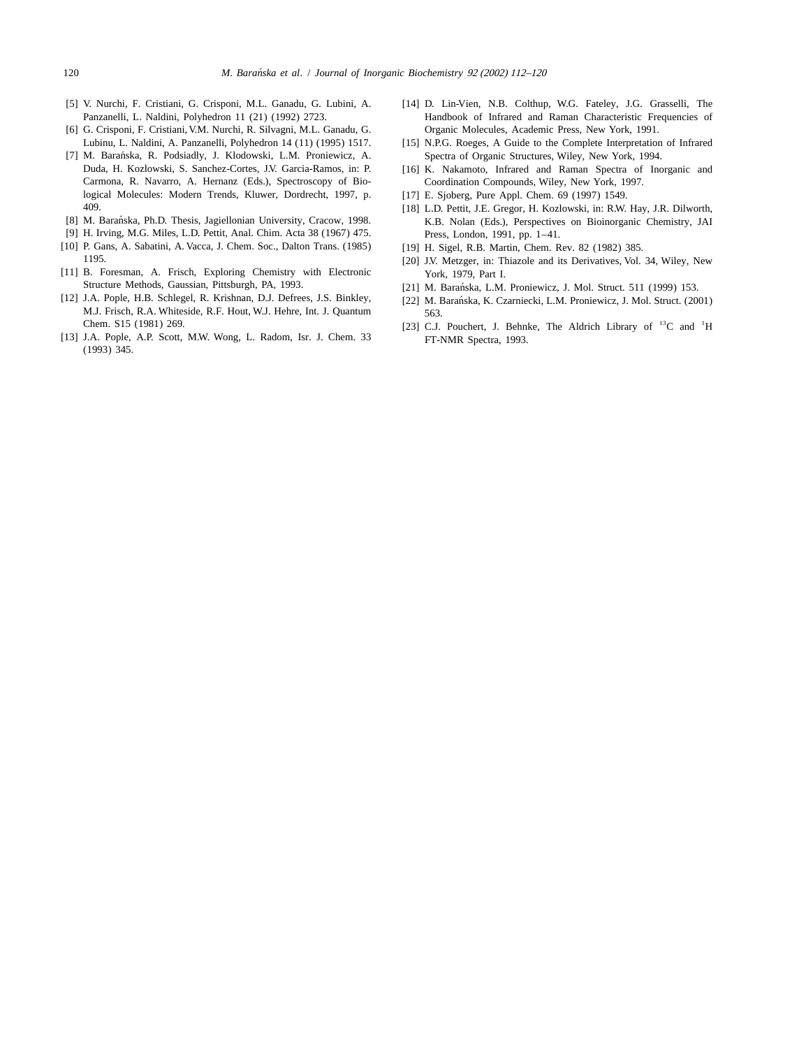[5] V. Nurchi, F. Cristiani, G. Crisponi, M.L. Ganadu, G. Lubini, A. Panzanelli, L. Naldini, Polyhedron 11 (21) (1992) 2723.

[6] G. Crisponi, F. Cristiani, V.M. Nurchi, R. Silvagni, M.L. Ganadu, G. Lubinu, L. Naldini, A. Panzanelli, Polyhedron 14 (11) (1995) 1517.

[7] M. Barańska, R. Podsiadly, J. Klodowski, L.M. Proniewicz, A. Duda, H. Kozlowski, S. Sanchez-Cortes, J.V. Garcia-Ramos, in: P. Carmona, R. Navarro, A. Hernanz (Eds.), Spectroscopy of Biological Molecules: Modern Trends, Kluwer, Dordrecht, 1997, p. 409.

[8] M. Barańska, Ph.D. Thesis, Jagiellonian University, Cracow, 1998.

[9] H. Irving, M.G. Miles, L.D. Pettit, Anal. Chim. Acta 38 (1967) 475.

[10] P. Gans, A. Sabatini, A. Vacca, J. Chem. Soc., Dalton Trans. (1985) 1195.

[11] B. Foresman, A. Frisch, Exploring Chemistry with Electronic Structure Methods, Gaussian, Pittsburgh, PA, 1993.

[12] J.A. Pople, H.B. Schlegel, R. Krishnan, D.J. Defrees, J.S. Binkley, M.J. Frisch, R.A. Whiteside, R.F. Hout, W.J. Hehre, Int. J. Quantum Chem. S15 (1981) 269.

[13] J.A. Pople, A.P. Scott, M.W. Wong, L. Radom, Isr. J. Chem. 33 (1993) 345.

[14] D. Lin-Vien, N.B. Colthup, W.G. Fateley, J.G. Grasselli, The Handbook of Infrared and Raman Characteristic Frequencies of Organic Molecules, Academic Press, New York, 1991.

[15] N.P.G. Roeges, A Guide to the Complete Interpretation of Infrared Spectra of Organic Structures, Wiley, New York, 1994.

[16] K. Nakamoto, Infrared and Raman Spectra of Inorganic and Coordination Compounds, Wiley, New York, 1997.

[17] E. Sjoberg, Pure Appl. Chem. 69 (1997) 1549.

[18] L.D. Pettit, J.E. Gregor, H. Kozlowski, in: R.W. Hay, J.R. Dilworth, K.B. Nolan (Eds.), Perspectives on Bioinorganic Chemistry, JAI Press, London, 1991, pp. 1–41.

[19] H. Sigel, R.B. Martin, Chem. Rev. 82 (1982) 385.

[20] J.V. Metzger, in: Thiazole and its Derivatives, Vol. 34, Wiley, New York, 1979, Part I.

[21] M. Barańska, L.M. Proniewicz, J. Mol. Struct. 511 (1999) 153.

[22] M. Barańska, K. Czarniecki, L.M. Proniewicz, J. Mol. Struct. (2001) 563.

[23] C.J. Pouchert, J. Behnke, The Aldrich Library of $^{13}C$ and $^{1}H$ FT-NMR Spectra, 1993.